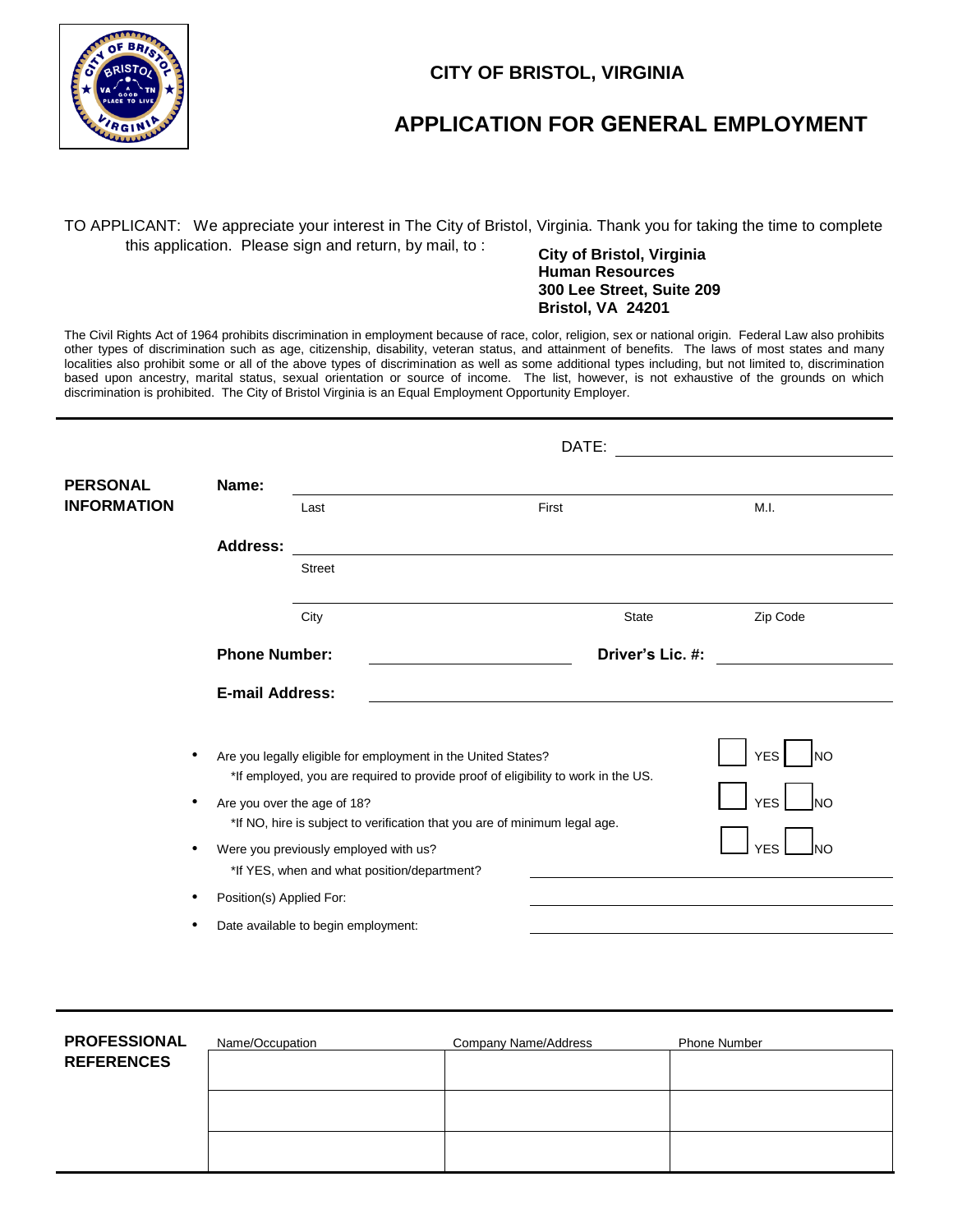# CITY OF BRISTOL, VIRGINIA

## APPLICATION FOR GENERAL EMPLOYMENT

TO APPLICANT: We appreciate your interest in The City of Bristol, Virginia. Thank you for taking the time to complete this application. Please sign and return, by mail, to :

**City of Bristol, Virginia**
**Human Resources**
**300 Lee Street, Suite 209**
**Bristol, VA 24201**

The Civil Rights Act of 1964 prohibits discrimination in employment because of race, color, religion, sex or national origin. Federal Law also prohibits other types of discrimination such as age, citizenship, disability, veteran status, and attainment of benefits. The laws of most states and many localities also prohibit some or all of the above types of discrimination as well as some additional types including, but not limited to, discrimination based upon ancestry, marital status, sexual orientation or source of income. The list, however, is not exhaustive of the grounds on which discrimination is prohibited. The City of Bristol Virginia is an Equal Employment Opportunity Employer.

---

DATE: ____________________

**PERSONAL INFORMATION**

**Name:** ____________________
Last First M.I.

**Address:** ____________________
Street

____________________
City State Zip Code

**Phone Number:** ____________________ **Driver's Lic. #:** ____________________

**E-mail Address:** ____________________

- Are you legally eligible for employment in the United States? ☐ YES ☐ NO
  *If employed, you are required to provide proof of eligibility to work in the US.
- Are you over the age of 18? ☐ YES ☐ NO
  *If NO, hire is subject to verification that you are of minimum legal age.
- Were you previously employed with us? ☐ YES ☐ NO
  *If YES, when and what position/department? ____________________
- Position(s) Applied For: ____________________
- Date available to begin employment: ____________________

---

**PROFESSIONAL REFERENCES**

| Name/Occupation | Company Name/Address | Phone Number |
|---|---|---|
| | | |
| | | |
| | | |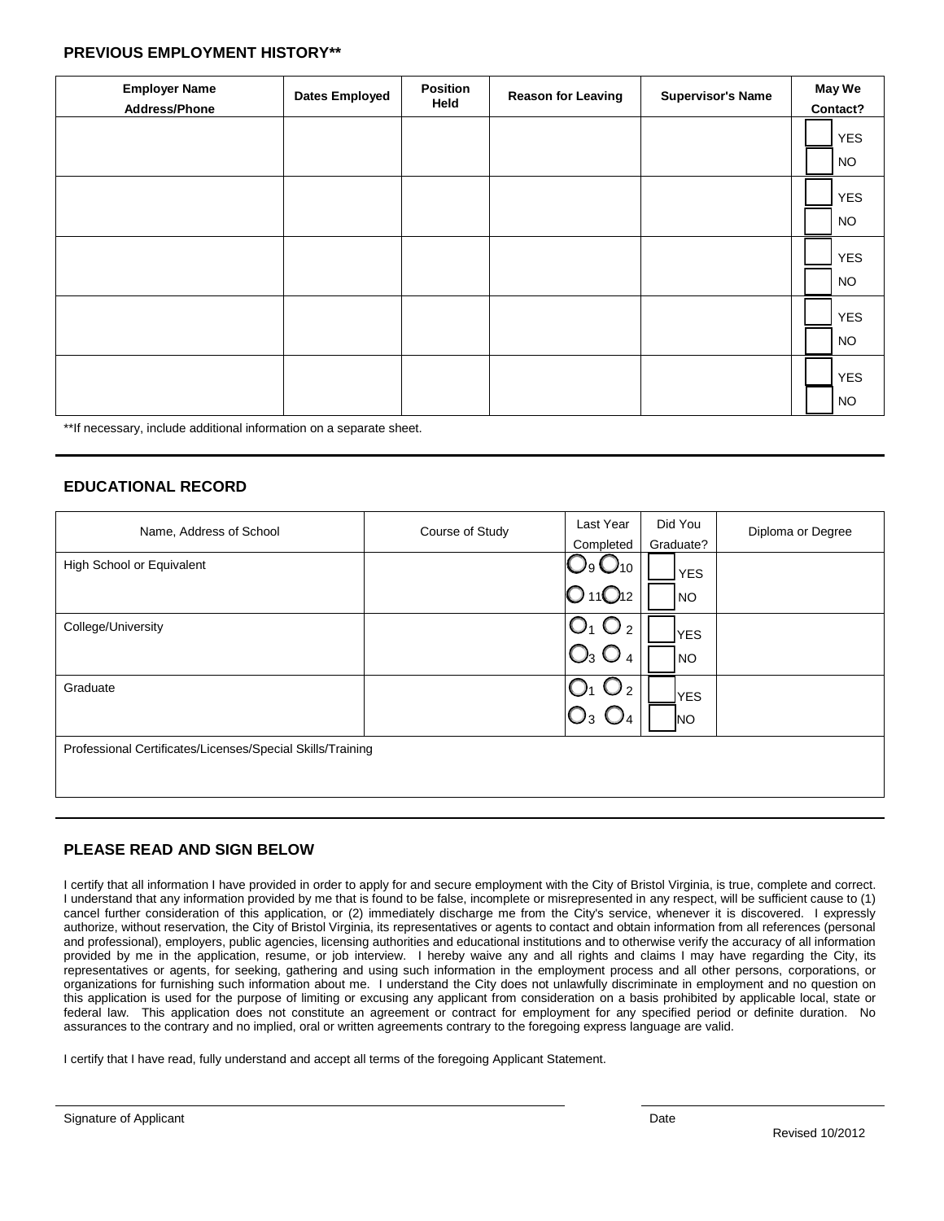## PREVIOUS EMPLOYMENT HISTORY**

| Employer Name Address/Phone | Dates Employed | Position Held | Reason for Leaving | Supervisor's Name | May We Contact? |
|---|---|---|---|---|---|
| | | | | | ☐ YES ☐ NO |
| | | | | | ☐ YES ☐ NO |
| | | | | | ☐ YES ☐ NO |
| | | | | | ☐ YES ☐ NO |
| | | | | | ☐ YES ☐ NO |

**If necessary, include additional information on a separate sheet.

## EDUCATIONAL RECORD

| Name, Address of School | Course of Study | Last Year Completed | Did You Graduate? | Diploma or Degree |
|---|---|---|---|---|
| High School or Equivalent | | ○ 9 ○ 10 ○ 11 ○ 12 | ☐ YES ☐ NO | |
| College/University | | ○ 1 ○ 2 ○ 3 ○ 4 | ☐ YES ☐ NO | |
| Graduate | | ○ 1 ○ 2 ○ 3 ○ 4 | ☐ YES ☐ NO | |
| Professional Certificates/Licenses/Special Skills/Training | | | | |

## PLEASE READ AND SIGN BELOW

I certify that all information I have provided in order to apply for and secure employment with the City of Bristol Virginia, is true, complete and correct. I understand that any information provided by me that is found to be false, incomplete or misrepresented in any respect, will be sufficient cause to (1) cancel further consideration of this application, or (2) immediately discharge me from the City's service, whenever it is discovered. I expressly authorize, without reservation, the City of Bristol Virginia, its representatives or agents to contact and obtain information from all references (personal and professional), employers, public agencies, licensing authorities and educational institutions and to otherwise verify the accuracy of all information provided by me in the application, resume, or job interview. I hereby waive any and all rights and claims I may have regarding the City, its representatives or agents, for seeking, gathering and using such information in the employment process and all other persons, corporations, or organizations for furnishing such information about me. I understand the City does not unlawfully discriminate in employment and no question on this application is used for the purpose of limiting or excusing any applicant from consideration on a basis prohibited by applicable local, state or federal law. This application does not constitute an agreement or contract for employment for any specified period or definite duration. No assurances to the contrary and no implied, oral or written agreements contrary to the foregoing express language are valid.

I certify that I have read, fully understand and accept all terms of the foregoing Applicant Statement.

Signature of Applicant ______________________________ Date ______________

Revised 10/2012